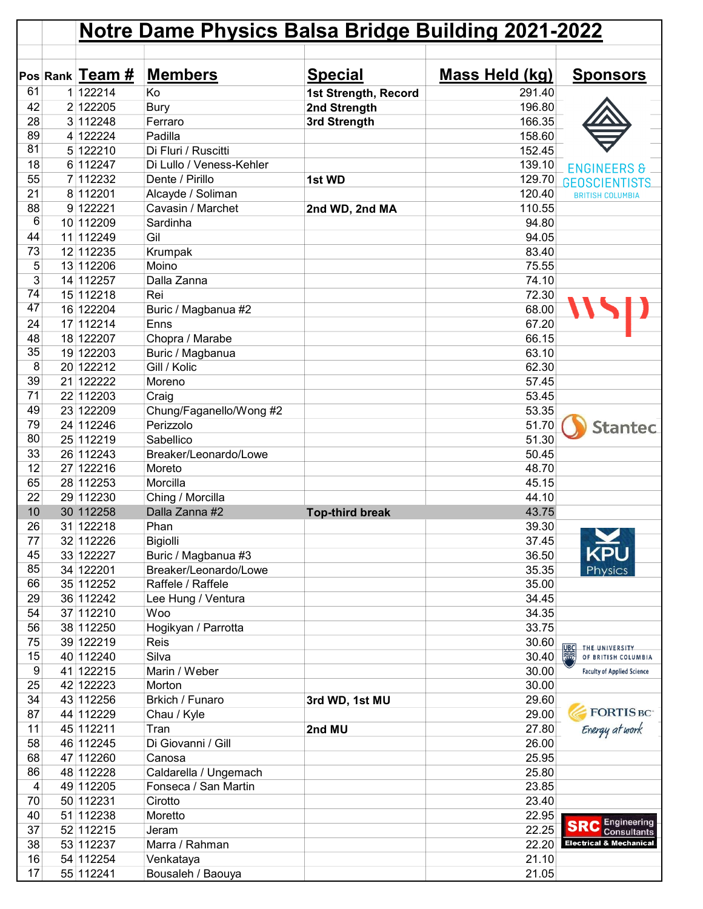# Notre Dame Physics Balsa Bridge Building 2021-2022

| Pos | Rank | Team # | Members | Special | Mass Held (kg) | Sponsors |
|---|---|---|---|---|---|---|
| 61 | 1 | 122214 | Ko | 1st Strength, Record | 291.40 | |
| 42 | 2 | 122205 | Bury | 2nd Strength | 196.80 | |
| 28 | 3 | 112248 | Ferraro | 3rd Strength | 166.35 | |
| 89 | 4 | 122224 | Padilla | | 158.60 | |
| 81 | 5 | 122210 | Di Fluri / Ruscitti | | 152.45 | |
| 18 | 6 | 112247 | Di Lullo / Veness-Kehler | | 139.10 | ENGINEERS & GEOSCIENTISTS BRITISH COLUMBIA |
| 55 | 7 | 112232 | Dente / Pirillo | 1st WD | 129.70 | |
| 21 | 8 | 112201 | Alcayde / Soliman | | 120.40 | |
| 88 | 9 | 122221 | Cavasin / Marchet | 2nd WD, 2nd MA | 110.55 | |
| 6 | 10 | 112209 | Sardinha | | 94.80 | |
| 44 | 11 | 112249 | Gil | | 94.05 | |
| 73 | 12 | 112235 | Krumpak | | 83.40 | |
| 5 | 13 | 112206 | Moino | | 75.55 | |
| 3 | 14 | 112257 | Dalla Zanna | | 74.10 | |
| 74 | 15 | 112218 | Rei | | 72.30 | |
| 47 | 16 | 122204 | Buric / Magbanua #2 | | 68.00 | wsp |
| 24 | 17 | 112214 | Enns | | 67.20 | |
| 48 | 18 | 122207 | Chopra / Marabe | | 66.15 | |
| 35 | 19 | 122203 | Buric / Magbanua | | 63.10 | |
| 8 | 20 | 122212 | Gill / Kolic | | 62.30 | |
| 39 | 21 | 122222 | Moreno | | 57.45 | |
| 71 | 22 | 112203 | Craig | | 53.45 | |
| 49 | 23 | 122209 | Chung/Faganello/Wong #2 | | 53.35 | |
| 79 | 24 | 112246 | Perizzolo | | 51.70 | Stantec |
| 80 | 25 | 112219 | Sabellico | | 51.30 | |
| 33 | 26 | 112243 | Breaker/Leonardo/Lowe | | 50.45 | |
| 12 | 27 | 122216 | Moreto | | 48.70 | |
| 65 | 28 | 112253 | Morcilla | | 45.15 | |
| 22 | 29 | 112230 | Ching / Morcilla | | 44.10 | |
| 10 | 30 | 112258 | Dalla Zanna #2 | Top-third break | 43.75 | |
| 26 | 31 | 122218 | Phan | | 39.30 | |
| 77 | 32 | 112226 | Bigiolli | | 37.45 | |
| 45 | 33 | 122227 | Buric / Magbanua #3 | | 36.50 | KPU Physics |
| 85 | 34 | 122201 | Breaker/Leonardo/Lowe | | 35.35 | |
| 66 | 35 | 112252 | Raffele / Raffele | | 35.00 | |
| 29 | 36 | 112242 | Lee Hung / Ventura | | 34.45 | |
| 54 | 37 | 112210 | Woo | | 34.35 | |
| 56 | 38 | 112250 | Hogikyan / Parrotta | | 33.75 | |
| 75 | 39 | 122219 | Reis | | 30.60 | |
| 15 | 40 | 112240 | Silva | | 30.40 | THE UNIVERSITY OF BRITISH COLUMBIA Faculty of Applied Science |
| 9 | 41 | 122215 | Marin / Weber | | 30.00 | |
| 25 | 42 | 122223 | Morton | | 30.00 | |
| 34 | 43 | 112256 | Brkich / Funaro | 3rd WD, 1st MU | 29.60 | |
| 87 | 44 | 112229 | Chau / Kyle | | 29.00 | FORTIS BC Energy at work |
| 11 | 45 | 112211 | Tran | 2nd MU | 27.80 | |
| 58 | 46 | 112245 | Di Giovanni / Gill | | 26.00 | |
| 68 | 47 | 112260 | Canosa | | 25.95 | |
| 86 | 48 | 112228 | Caldarella / Ungemach | | 25.80 | |
| 4 | 49 | 112205 | Fonseca / San Martin | | 23.85 | |
| 70 | 50 | 112231 | Cirotto | | 23.40 | |
| 40 | 51 | 112238 | Moretto | | 22.95 | |
| 37 | 52 | 112215 | Jeram | | 22.25 | SRC Engineering Consultants Electrical & Mechanical |
| 38 | 53 | 112237 | Marra / Rahman | | 22.20 | |
| 16 | 54 | 112254 | Venkataya | | 21.10 | |
| 17 | 55 | 112241 | Bousaleh / Baouya | | 21.05 | |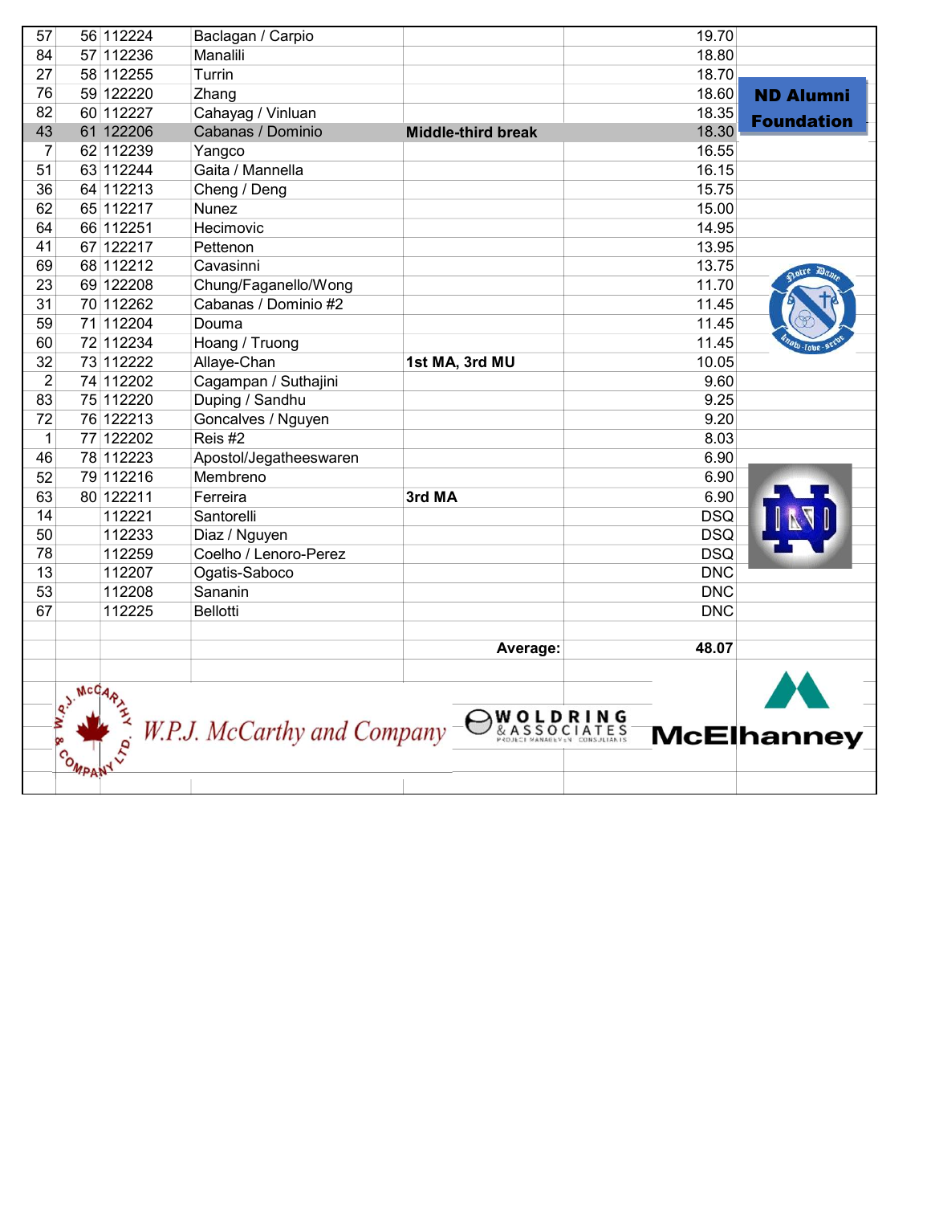| | | | | | | |
|---|---|---|---|---|---|---|
| 57 | 56 | 112224 | Baclagan / Carpio | | 19.70 | |
| 84 | 57 | 112236 | Manalili | | 18.80 | |
| 27 | 58 | 112255 | Turrin | | 18.70 | |
| 76 | 59 | 122220 | Zhang | | 18.60 | **ND Alumni** |
| 82 | 60 | 112227 | Cahayag / Vinluan | | 18.35 | **Foundation** |
| 43 | 61 | 122206 | Cabanas / Dominio | **Middle-third break** | 18.30 | |
| 7 | 62 | 112239 | Yangco | | 16.55 | |
| 51 | 63 | 112244 | Gaita / Mannella | | 16.15 | |
| 36 | 64 | 112213 | Cheng / Deng | | 15.75 | |
| 62 | 65 | 112217 | Nunez | | 15.00 | |
| 64 | 66 | 112251 | Hecimovic | | 14.95 | |
| 41 | 67 | 122217 | Pettenon | | 13.95 | |
| 69 | 68 | 112212 | Cavasinni | | 13.75 | |
| 23 | 69 | 122208 | Chung/Faganello/Wong | | 11.70 | |
| 31 | 70 | 112262 | Cabanas / Dominio #2 | | 11.45 | |
| 59 | 71 | 112204 | Douma | | 11.45 | |
| 60 | 72 | 112234 | Hoang / Truong | | 11.45 | |
| 32 | 73 | 112222 | Allaye-Chan | **1st MA, 3rd MU** | 10.05 | |
| 2 | 74 | 112202 | Cagampan / Suthajini | | 9.60 | |
| 83 | 75 | 112220 | Duping / Sandhu | | 9.25 | |
| 72 | 76 | 122213 | Goncalves / Nguyen | | 9.20 | |
| 1 | 77 | 122202 | Reis #2 | | 8.03 | |
| 46 | 78 | 112223 | Apostol/Jegatheeswaren | | 6.90 | |
| 52 | 79 | 112216 | Membreno | | 6.90 | |
| 63 | 80 | 122211 | Ferreira | **3rd MA** | 6.90 | |
| 14 | | 112221 | Santorelli | | DSQ | |
| 50 | | 112233 | Diaz / Nguyen | | DSQ | |
| 78 | | 112259 | Coelho / Lenoro-Perez | | DSQ | |
| 13 | | 112207 | Ogatis-Saboco | | DNC | |
| 53 | | 112208 | Sananin | | DNC | |
| 67 | | 112225 | Bellotti | | DNC | |
| | | | | **Average:** | **48.07** | |

W.P.J. McCarthy and Company

WOLDRING & ASSOCIATES PROJECT MANAGEMENT CONSULTANTS

McElhanney